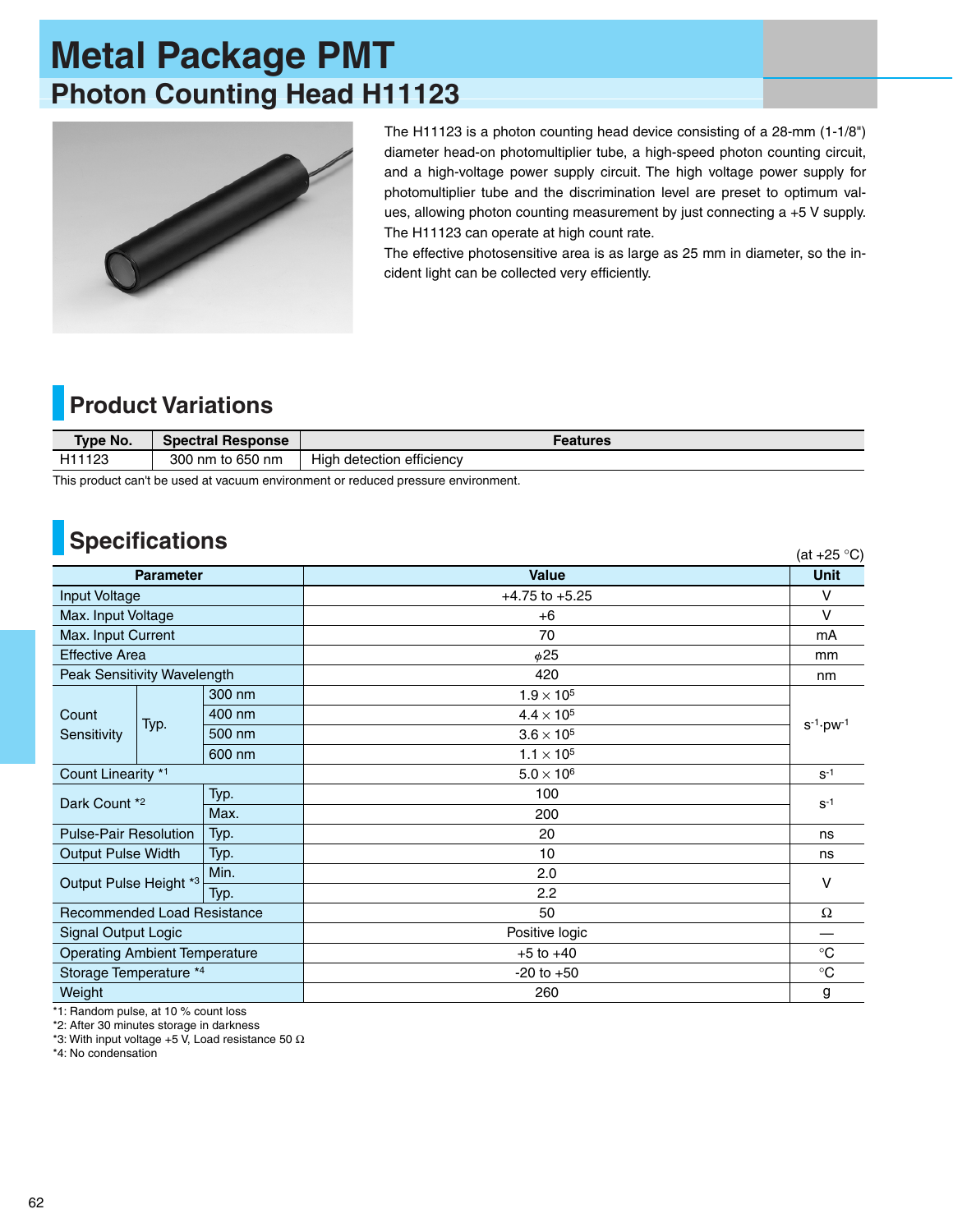# Metal Package PMT

## Photon Counting Head H11123

The H11123 is a photon counting head device consisting of a 28-mm (1-1/8") diameter head-on photomultiplier tube, a high-speed photon counting circuit, and a high-voltage power supply circuit. The high voltage power supply for photomultiplier tube and the discrimination level are preset to optimum values, allowing photon counting measurement by just connecting a +5 V supply. The H11123 can operate at high count rate.

The effective photosensitive area is as large as 25 mm in diameter, so the incident light can be collected very efficiently.

## Product Variations

| Type No. | Spectral Response | Features |
|---|---|---|
| H11123 | 300 nm to 650 nm | High detection efficiency |

This product can't be used at vacuum environment or reduced pressure environment.

## Specifications

(at +25 °C)

| Parameter | | | Value | Unit |
|---|---|---|---|---|
| Input Voltage | | | +4.75 to +5.25 | V |
| Max. Input Voltage | | | +6 | V |
| Max. Input Current | | | 70 | mA |
| Effective Area | | | $\phi$25 | mm |
| Peak Sensitivity Wavelength | | | 420 | nm |
| Count Sensitivity | Typ. | 300 nm | $1.9 \times 10^5$ | $s^{-1} \cdot pw^{-1}$ |
| | | 400 nm | $4.4 \times 10^5$ | |
| | | 500 nm | $3.6 \times 10^5$ | |
| | | 600 nm | $1.1 \times 10^5$ | |
| Count Linearity *1 | | | $5.0 \times 10^6$ | $s^{-1}$ |
| Dark Count *2 | | Typ. | 100 | $s^{-1}$ |
| | | Max. | 200 | |
| Pulse-Pair Resolution | | Typ. | 20 | ns |
| Output Pulse Width | | Typ. | 10 | ns |
| Output Pulse Height *3 | | Min. | 2.0 | V |
| | | Typ. | 2.2 | |
| Recommended Load Resistance | | | 50 | Ω |
| Signal Output Logic | | | Positive logic | — |
| Operating Ambient Temperature | | | +5 to +40 | °C |
| Storage Temperature *4 | | | -20 to +50 | °C |
| Weight | | | 260 | g |

*1: Random pulse, at 10 % count loss
*2: After 30 minutes storage in darkness
*3: With input voltage +5 V, Load resistance 50 Ω
*4: No condensation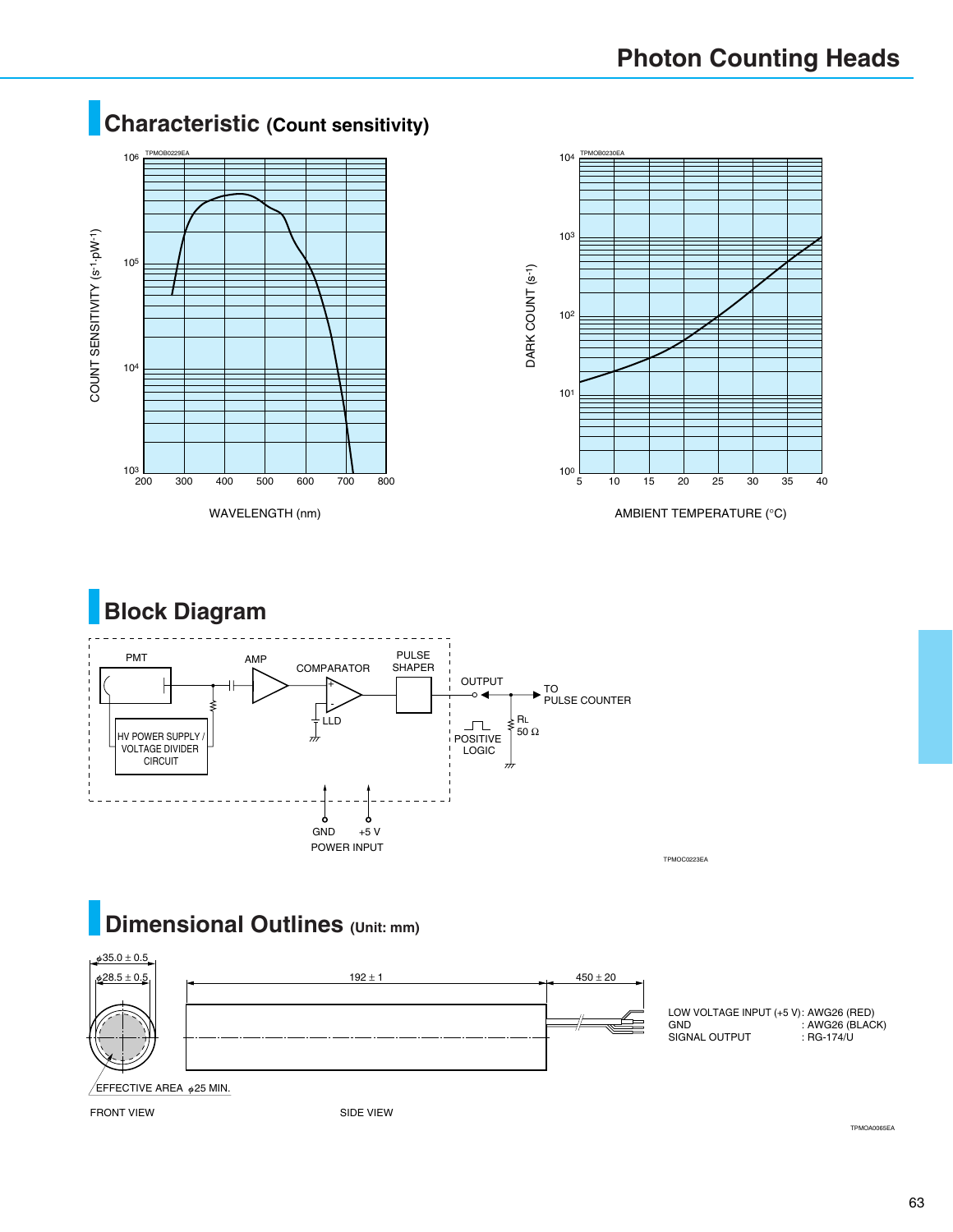## Characteristic (Count sensitivity)

TPMOB0229EA

COUNT SENSITIVITY ($s^{-1} \cdot pW^{-1}$)

$10^6$
$10^5$
$10^4$
$10^3$

200 300 400 500 600 700 800

WAVELENGTH (nm)

TPMOB0230EA

DARK COUNT ($s^{-1}$)

$10^4$
$10^3$
$10^2$
$10^1$
$10^0$

5 10 15 20 25 30 35 40

AMBIENT TEMPERATURE (°C)

## Block Diagram

PMT
AMP
COMPARATOR
PULSE SHAPER
LLD
HV POWER SUPPLY / VOLTAGE DIVIDER CIRCUIT
OUTPUT
TO PULSE COUNTER
POSITIVE LOGIC
$R_L$ 50 Ω
GND
+5 V
POWER INPUT

TPMOC0223EA

## Dimensional Outlines (Unit: mm)

ϕ35.0 ± 0.5
ϕ28.5 ± 0.5
192 ± 1
450 ± 20
EFFECTIVE AREA ϕ25 MIN.
FRONT VIEW
SIDE VIEW

LOW VOLTAGE INPUT (+5 V): AWG26 (RED)
GND : AWG26 (BLACK)
SIGNAL OUTPUT : RG-174/U

TPMOA0065EA